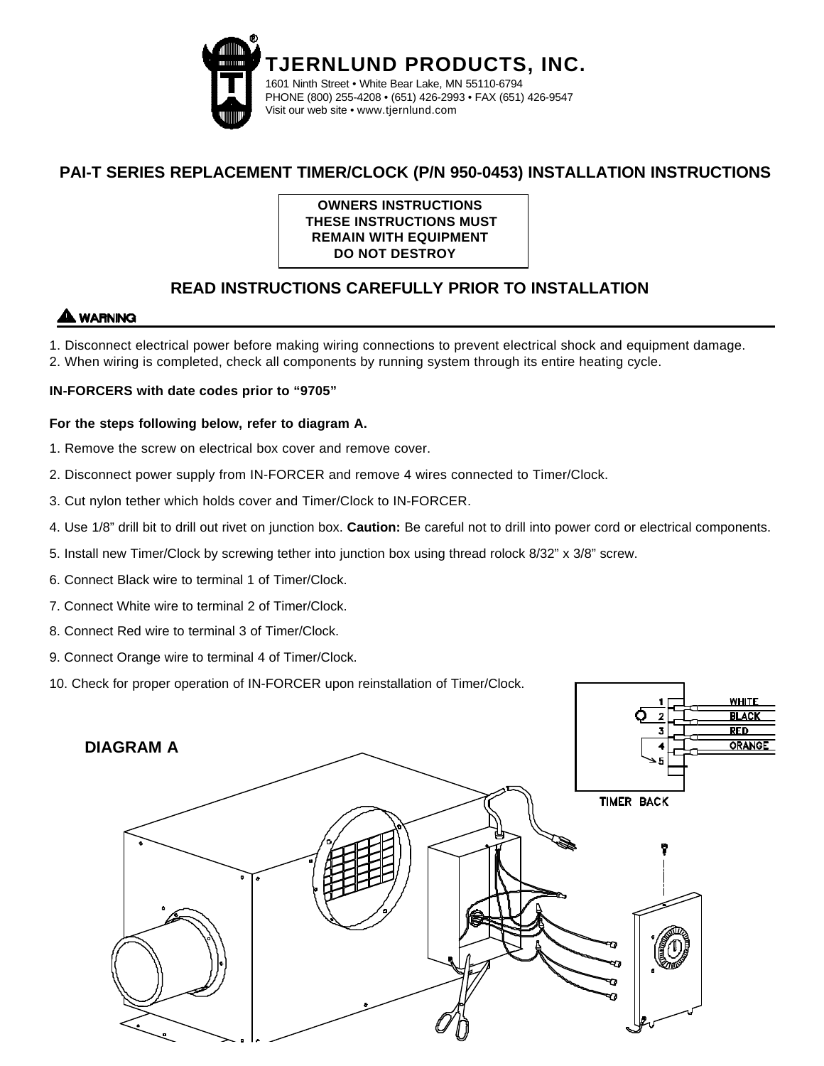# TJERNLUND PRODUCTS, INC.

1601 Ninth Street • White Bear Lake, MN 55110-6794
PHONE (800) 255-4208 • (651) 426-2993 • FAX (651) 426-9547
Visit our web site • www.tjernlund.com

## PAI-T SERIES REPLACEMENT TIMER/CLOCK (P/N 950-0453) INSTALLATION INSTRUCTIONS

**OWNERS INSTRUCTIONS**
**THESE INSTRUCTIONS MUST REMAIN WITH EQUIPMENT**
**DO NOT DESTROY**

### READ INSTRUCTIONS CAREFULLY PRIOR TO INSTALLATION

**WARNING**

1. Disconnect electrical power before making wiring connections to prevent electrical shock and equipment damage.
2. When wiring is completed, check all components by running system through its entire heating cycle.

**IN-FORCERS with date codes prior to "9705"**

**For the steps following below, refer to diagram A.**

1. Remove the screw on electrical box cover and remove cover.
2. Disconnect power supply from IN-FORCER and remove 4 wires connected to Timer/Clock.
3. Cut nylon tether which holds cover and Timer/Clock to IN-FORCER.
4. Use 1/8" drill bit to drill out rivet on junction box. **Caution:** Be careful not to drill into power cord or electrical components.
5. Install new Timer/Clock by screwing tether into junction box using thread rolock 8/32" x 3/8" screw.
6. Connect Black wire to terminal 1 of Timer/Clock.
7. Connect White wire to terminal 2 of Timer/Clock.
8. Connect Red wire to terminal 3 of Timer/Clock.
9. Connect Orange wire to terminal 4 of Timer/Clock.
10. Check for proper operation of IN-FORCER upon reinstallation of Timer/Clock.

**DIAGRAM A**

1 2 3 4 5 — WHITE, BLACK, RED, ORANGE

TIMER BACK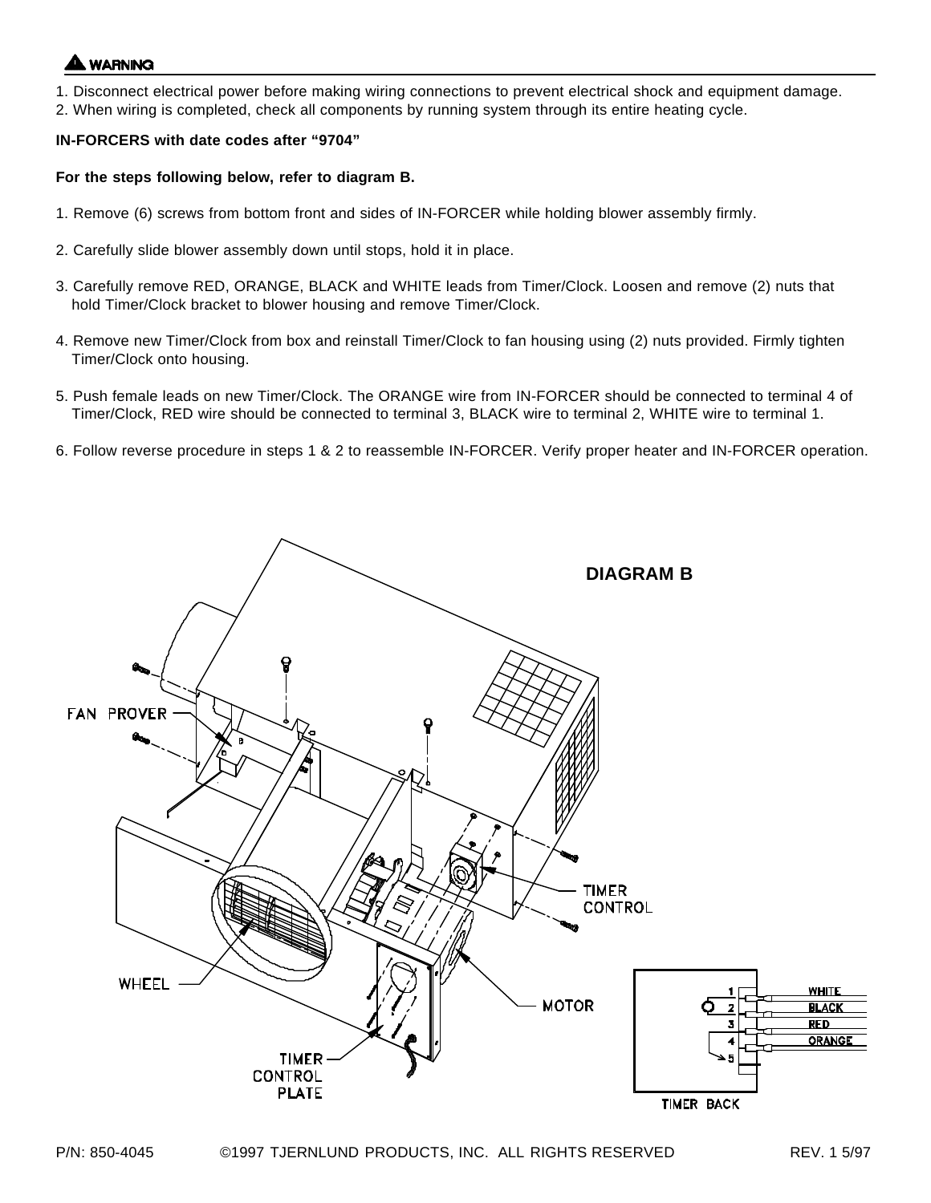**⚠ WARNING**

1. Disconnect electrical power before making wiring connections to prevent electrical shock and equipment damage.
2. When wiring is completed, check all components by running system through its entire heating cycle.

**IN-FORCERS with date codes after "9704"**

**For the steps following below, refer to diagram B.**

1. Remove (6) screws from bottom front and sides of IN-FORCER while holding blower assembly firmly.

2. Carefully slide blower assembly down until stops, hold it in place.

3. Carefully remove RED, ORANGE, BLACK and WHITE leads from Timer/Clock. Loosen and remove (2) nuts that hold Timer/Clock bracket to blower housing and remove Timer/Clock.

4. Remove new Timer/Clock from box and reinstall Timer/Clock to fan housing using (2) nuts provided. Firmly tighten Timer/Clock onto housing.

5. Push female leads on new Timer/Clock. The ORANGE wire from IN-FORCER should be connected to terminal 4 of Timer/Clock, RED wire should be connected to terminal 3, BLACK wire to terminal 2, WHITE wire to terminal 1.

6. Follow reverse procedure in steps 1 & 2 to reassemble IN-FORCER. Verify proper heater and IN-FORCER operation.

**DIAGRAM B**

FAN PROVER
TIMER CONTROL
WHEEL
MOTOR
TIMER CONTROL PLATE

1 WHITE
2 BLACK
3 RED
4 ORANGE
5
TIMER BACK

P/N: 850-4045 ©1997 TJERNLUND PRODUCTS, INC. ALL RIGHTS RESERVED REV. 1 5/97